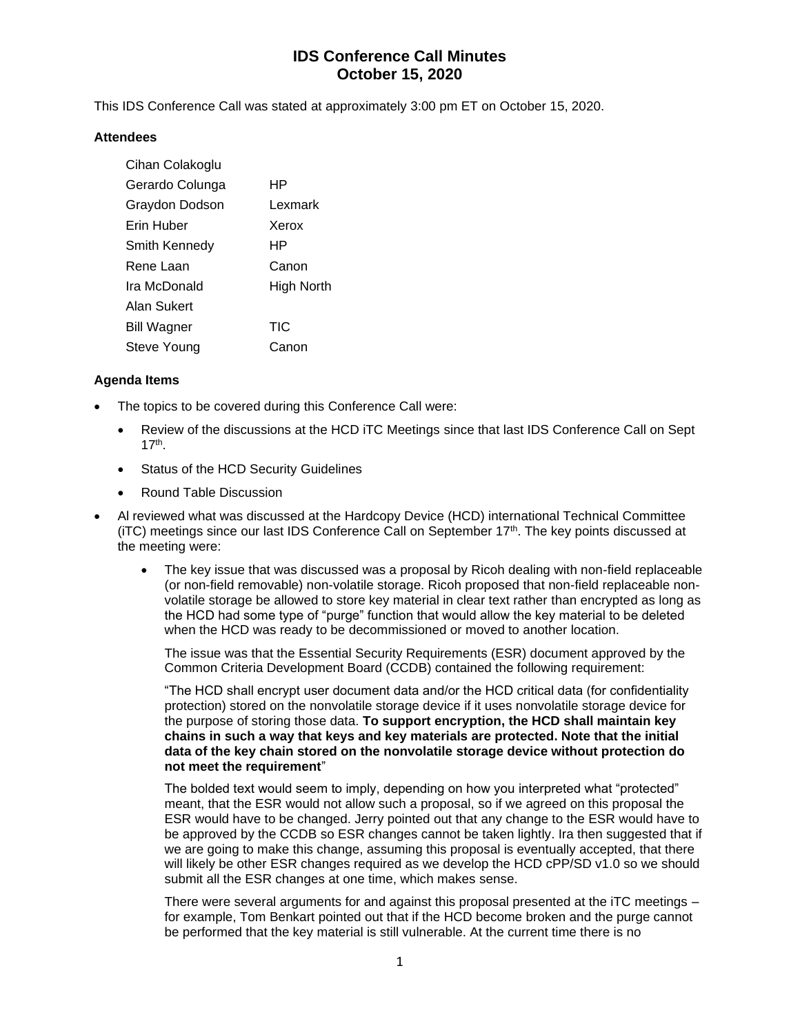# IDS Conference Call Minutes
# October 15, 2020

This IDS Conference Call was stated at approximately 3:00 pm ET on October 15, 2020.

### Attendees

| | |
|---|---|
| Cihan Colakoglu | |
| Gerardo Colunga | HP |
| Graydon Dodson | Lexmark |
| Erin Huber | Xerox |
| Smith Kennedy | HP |
| Rene Laan | Canon |
| Ira McDonald | High North |
| Alan Sukert | |
| Bill Wagner | TIC |
| Steve Young | Canon |

### Agenda Items

- The topics to be covered during this Conference Call were:
  - Review of the discussions at the HCD iTC Meetings since that last IDS Conference Call on Sept 17th.
  - Status of the HCD Security Guidelines
  - Round Table Discussion
- Al reviewed what was discussed at the Hardcopy Device (HCD) international Technical Committee (iTC) meetings since our last IDS Conference Call on September 17th. The key points discussed at the meeting were:
  - The key issue that was discussed was a proposal by Ricoh dealing with non-field replaceable (or non-field removable) non-volatile storage. Ricoh proposed that non-field replaceable non-volatile storage be allowed to store key material in clear text rather than encrypted as long as the HCD had some type of "purge" function that would allow the key material to be deleted when the HCD was ready to be decommissioned or moved to another location.

    The issue was that the Essential Security Requirements (ESR) document approved by the Common Criteria Development Board (CCDB) contained the following requirement:

    "The HCD shall encrypt user document data and/or the HCD critical data (for confidentiality protection) stored on the nonvolatile storage device if it uses nonvolatile storage device for the purpose of storing those data. **To support encryption, the HCD shall maintain key chains in such a way that keys and key materials are protected. Note that the initial data of the key chain stored on the nonvolatile storage device without protection do not meet the requirement**"

    The bolded text would seem to imply, depending on how you interpreted what "protected" meant, that the ESR would not allow such a proposal, so if we agreed on this proposal the ESR would have to be changed. Jerry pointed out that any change to the ESR would have to be approved by the CCDB so ESR changes cannot be taken lightly. Ira then suggested that if we are going to make this change, assuming this proposal is eventually accepted, that there will likely be other ESR changes required as we develop the HCD cPP/SD v1.0 so we should submit all the ESR changes at one time, which makes sense.

    There were several arguments for and against this proposal presented at the iTC meetings – for example, Tom Benkart pointed out that if the HCD become broken and the purge cannot be performed that the key material is still vulnerable. At the current time there is no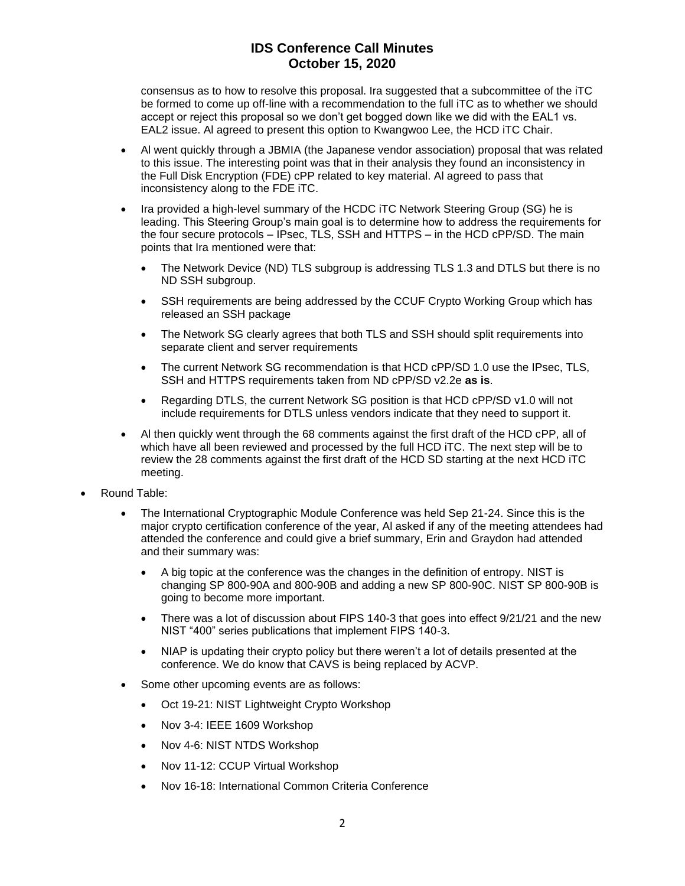consensus as to how to resolve this proposal. Ira suggested that a subcommittee of the iTC be formed to come up off-line with a recommendation to the full iTC as to whether we should accept or reject this proposal so we don't get bogged down like we did with the EAL1 vs. EAL2 issue. Al agreed to present this option to Kwangwoo Lee, the HCD iTC Chair.

- Al went quickly through a JBMIA (the Japanese vendor association) proposal that was related to this issue. The interesting point was that in their analysis they found an inconsistency in the Full Disk Encryption (FDE) cPP related to key material. Al agreed to pass that inconsistency along to the FDE iTC.
- Ira provided a high-level summary of the HCDC iTC Network Steering Group (SG) he is leading. This Steering Group's main goal is to determine how to address the requirements for the four secure protocols – IPsec, TLS, SSH and HTTPS – in the HCD cPP/SD. The main points that Ira mentioned were that:
  - The Network Device (ND) TLS subgroup is addressing TLS 1.3 and DTLS but there is no ND SSH subgroup.
  - SSH requirements are being addressed by the CCUF Crypto Working Group which has released an SSH package
  - The Network SG clearly agrees that both TLS and SSH should split requirements into separate client and server requirements
  - The current Network SG recommendation is that HCD cPP/SD 1.0 use the IPsec, TLS, SSH and HTTPS requirements taken from ND cPP/SD v2.2e **as is**.
  - Regarding DTLS, the current Network SG position is that HCD cPP/SD v1.0 will not include requirements for DTLS unless vendors indicate that they need to support it.
- Al then quickly went through the 68 comments against the first draft of the HCD cPP, all of which have all been reviewed and processed by the full HCD iTC. The next step will be to review the 28 comments against the first draft of the HCD SD starting at the next HCD iTC meeting.

- Round Table:
  - The International Cryptographic Module Conference was held Sep 21-24. Since this is the major crypto certification conference of the year, Al asked if any of the meeting attendees had attended the conference and could give a brief summary, Erin and Graydon had attended and their summary was:
    - A big topic at the conference was the changes in the definition of entropy. NIST is changing SP 800-90A and 800-90B and adding a new SP 800-90C. NIST SP 800-90B is going to become more important.
    - There was a lot of discussion about FIPS 140-3 that goes into effect 9/21/21 and the new NIST "400" series publications that implement FIPS 140-3.
    - NIAP is updating their crypto policy but there weren't a lot of details presented at the conference. We do know that CAVS is being replaced by ACVP.
  - Some other upcoming events are as follows:
    - Oct 19-21: NIST Lightweight Crypto Workshop
    - Nov 3-4: IEEE 1609 Workshop
    - Nov 4-6: NIST NTDS Workshop
    - Nov 11-12: CCUP Virtual Workshop
    - Nov 16-18: International Common Criteria Conference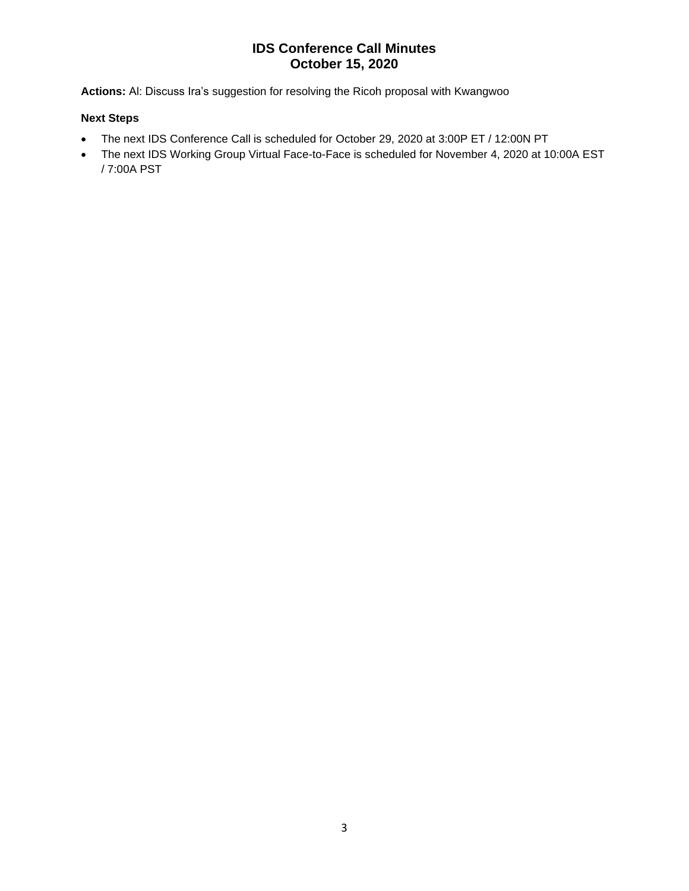**Actions:** Al: Discuss Ira's suggestion for resolving the Ricoh proposal with Kwangwoo

### Next Steps

- The next IDS Conference Call is scheduled for October 29, 2020 at 3:00P ET / 12:00N PT
- The next IDS Working Group Virtual Face-to-Face is scheduled for November 4, 2020 at 10:00A EST / 7:00A PST